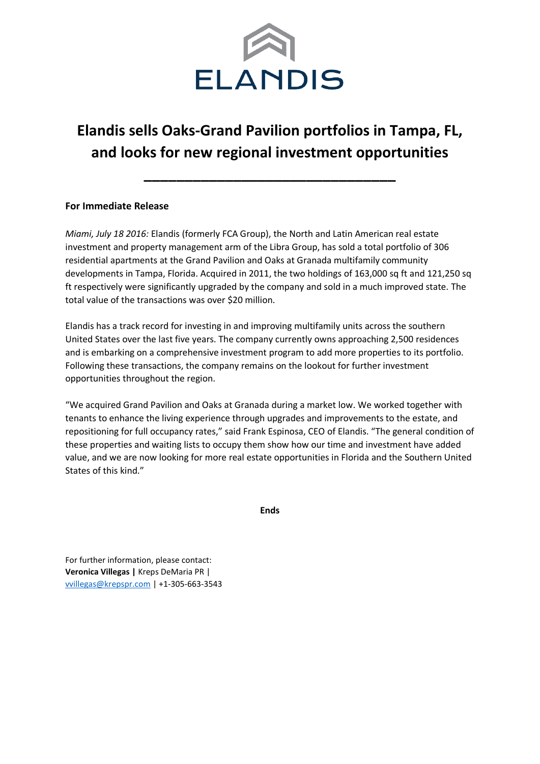ELANDIS

# Elandis sells Oaks-Grand Pavilion portfolios in Tampa, FL, and looks for new regional investment opportunities

---

**For Immediate Release**

*Miami, July 18 2016:* Elandis (formerly FCA Group), the North and Latin American real estate investment and property management arm of the Libra Group, has sold a total portfolio of 306 residential apartments at the Grand Pavilion and Oaks at Granada multifamily community developments in Tampa, Florida. Acquired in 2011, the two holdings of 163,000 sq ft and 121,250 sq ft respectively were significantly upgraded by the company and sold in a much improved state. The total value of the transactions was over $20 million.

Elandis has a track record for investing in and improving multifamily units across the southern United States over the last five years. The company currently owns approaching 2,500 residences and is embarking on a comprehensive investment program to add more properties to its portfolio. Following these transactions, the company remains on the lookout for further investment opportunities throughout the region.

"We acquired Grand Pavilion and Oaks at Granada during a market low. We worked together with tenants to enhance the living experience through upgrades and improvements to the estate, and repositioning for full occupancy rates," said Frank Espinosa, CEO of Elandis. "The general condition of these properties and waiting lists to occupy them show how our time and investment have added value, and we are now looking for more real estate opportunities in Florida and the Southern United States of this kind."

**Ends**

For further information, please contact:
**Veronica Villegas |** Kreps DeMaria PR |
vvillegas@krepspr.com | +1-305-663-3543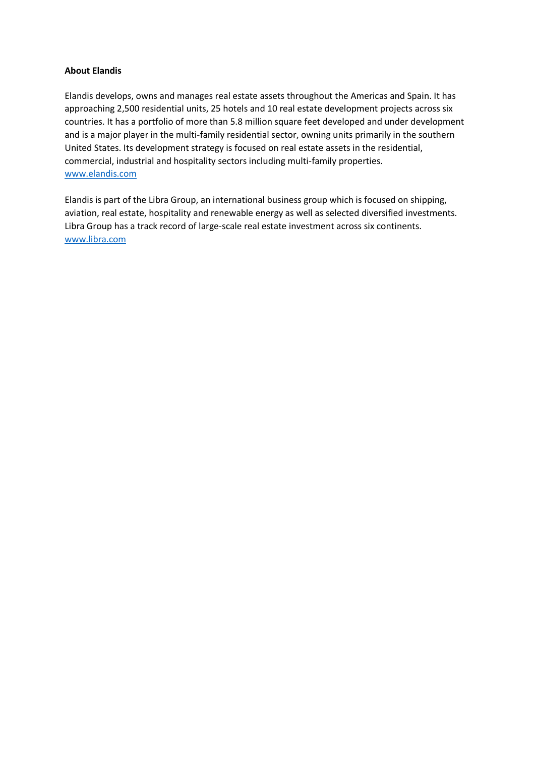**About Elandis**

Elandis develops, owns and manages real estate assets throughout the Americas and Spain. It has approaching 2,500 residential units, 25 hotels and 10 real estate development projects across six countries. It has a portfolio of more than 5.8 million square feet developed and under development and is a major player in the multi-family residential sector, owning units primarily in the southern United States. Its development strategy is focused on real estate assets in the residential, commercial, industrial and hospitality sectors including multi-family properties.
[www.elandis.com](http://www.elandis.com)

Elandis is part of the Libra Group, an international business group which is focused on shipping, aviation, real estate, hospitality and renewable energy as well as selected diversified investments. Libra Group has a track record of large-scale real estate investment across six continents.
[www.libra.com](http://www.libra.com)